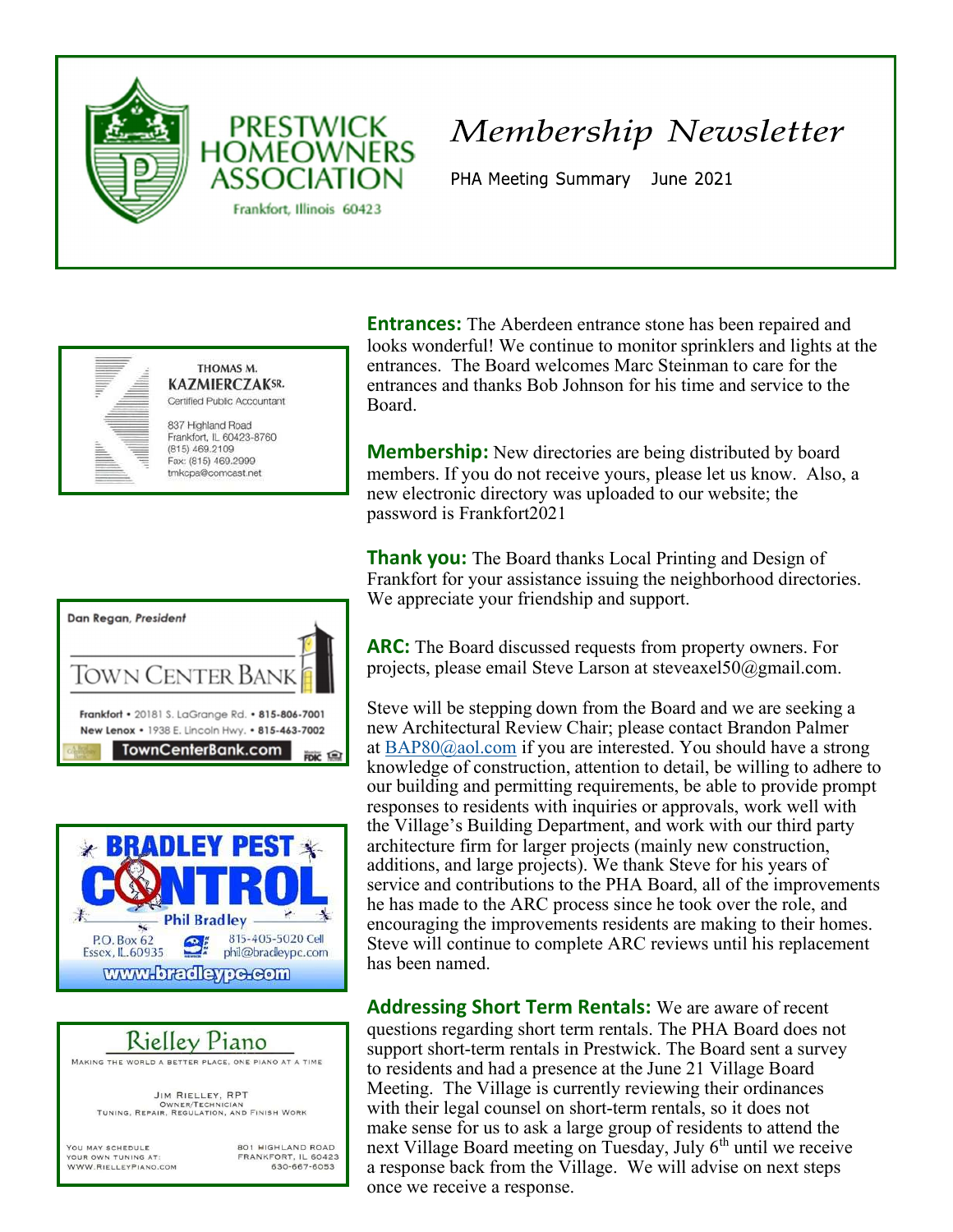# PRESTWICK HOMEOWNERS ASSOCIATION

Frankfort, Illinois 60423

## *Membership Newsletter*

PHA Meeting Summary June 2021

THOMAS M. KAZMIERCZAK SR.
Certified Public Accountant
837 Highland Road
Frankfort, IL 60423-8760
(815) 469.2109
Fax: (815) 469.2999
tmkcpa@comcast.net

Dan Regan, *President*
TOWN CENTER BANK
Frankfort • 20181 S. LaGrange Rd. • 815-806-7001
New Lenox • 1938 E. Lincoln Hwy. • 815-463-7002
TownCenterBank.com

BRADLEY PEST CONTROL
Phil Bradley
P.O. Box 62
Essex, IL 60935
815-405-5020 Cell
phil@bradleypc.com
www.bradleypc.com

Rielley Piano
MAKING THE WORLD A BETTER PLACE, ONE PIANO AT A TIME
JIM RIELLEY, RPT
OWNER/TECHNICIAN
TUNING, REPAIR, REGULATION, AND FINISH WORK
YOU MAY SCHEDULE YOUR OWN TUNING AT: WWW.RIELLEYPIANO.COM
801 HIGHLAND ROAD
FRANKFORT, IL 60423
630-667-6053

**Entrances:** The Aberdeen entrance stone has been repaired and looks wonderful! We continue to monitor sprinklers and lights at the entrances. The Board welcomes Marc Steinman to care for the entrances and thanks Bob Johnson for his time and service to the Board.

**Membership:** New directories are being distributed by board members. If you do not receive yours, please let us know. Also, a new electronic directory was uploaded to our website; the password is Frankfort2021

**Thank you:** The Board thanks Local Printing and Design of Frankfort for your assistance issuing the neighborhood directories. We appreciate your friendship and support.

**ARC:** The Board discussed requests from property owners. For projects, please email Steve Larson at steveaxel50@gmail.com.

Steve will be stepping down from the Board and we are seeking a new Architectural Review Chair; please contact Brandon Palmer at BAP80@aol.com if you are interested. You should have a strong knowledge of construction, attention to detail, be willing to adhere to our building and permitting requirements, be able to provide prompt responses to residents with inquiries or approvals, work well with the Village's Building Department, and work with our third party architecture firm for larger projects (mainly new construction, additions, and large projects). We thank Steve for his years of service and contributions to the PHA Board, all of the improvements he has made to the ARC process since he took over the role, and encouraging the improvements residents are making to their homes. Steve will continue to complete ARC reviews until his replacement has been named.

**Addressing Short Term Rentals:** We are aware of recent questions regarding short term rentals. The PHA Board does not support short-term rentals in Prestwick. The Board sent a survey to residents and had a presence at the June 21 Village Board Meeting. The Village is currently reviewing their ordinances with their legal counsel on short-term rentals, so it does not make sense for us to ask a large group of residents to attend the next Village Board meeting on Tuesday, July 6th until we receive a response back from the Village. We will advise on next steps once we receive a response.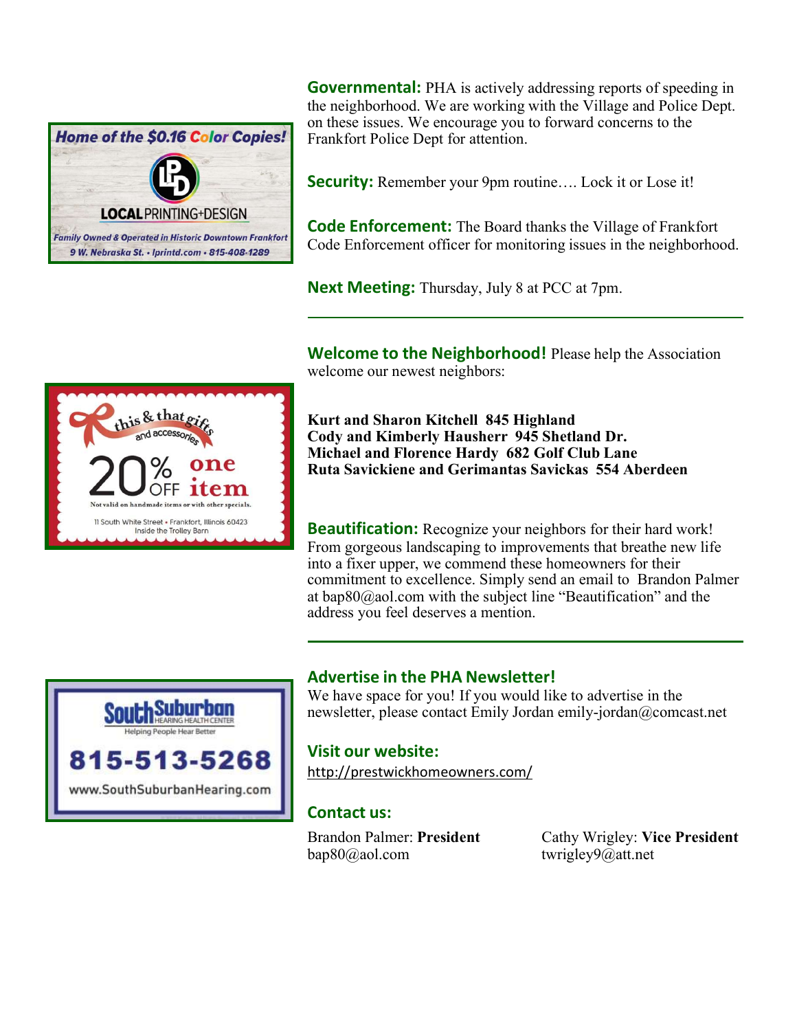Home of the $0.16 Color Copies!

LOCAL PRINTING+DESIGN

Family Owned & Operated in Historic Downtown Frankfort

9 W. Nebraska St. • lprintd.com • 815-408-1289

**Governmental:** PHA is actively addressing reports of speeding in the neighborhood. We are working with the Village and Police Dept. on these issues. We encourage you to forward concerns to the Frankfort Police Dept for attention.

**Security:** Remember your 9pm routine…. Lock it or Lose it!

**Code Enforcement:** The Board thanks the Village of Frankfort Code Enforcement officer for monitoring issues in the neighborhood.

**Next Meeting:** Thursday, July 8 at PCC at 7pm.

---

this & that gifts and accessories

20% OFF one item

Not valid on handmade items or with other specials.

11 South White Street • Frankfort, Illinois 60423
Inside the Trolley Barn

**Welcome to the Neighborhood!** Please help the Association welcome our newest neighbors:

**Kurt and Sharon Kitchell 845 Highland**
**Cody and Kimberly Hausherr 945 Shetland Dr.**
**Michael and Florence Hardy 682 Golf Club Lane**
**Ruta Savickiene and Gerimantas Savickas 554 Aberdeen**

**Beautification:** Recognize your neighbors for their hard work! From gorgeous landscaping to improvements that breathe new life into a fixer upper, we commend these homeowners for their commitment to excellence. Simply send an email to Brandon Palmer at bap80@aol.com with the subject line "Beautification" and the address you feel deserves a mention.

---

SouthSuburban HEARING HEALTH CENTER

Helping People Hear Better

815-513-5268

www.SouthSuburbanHearing.com

## Advertise in the PHA Newsletter!

We have space for you! If you would like to advertise in the newsletter, please contact Emily Jordan emily-jordan@comcast.net

## Visit our website:

http://prestwickhomeowners.com/

## Contact us:

Brandon Palmer: **President**
bap80@aol.com

Cathy Wrigley: **Vice President**
twrigley9@att.net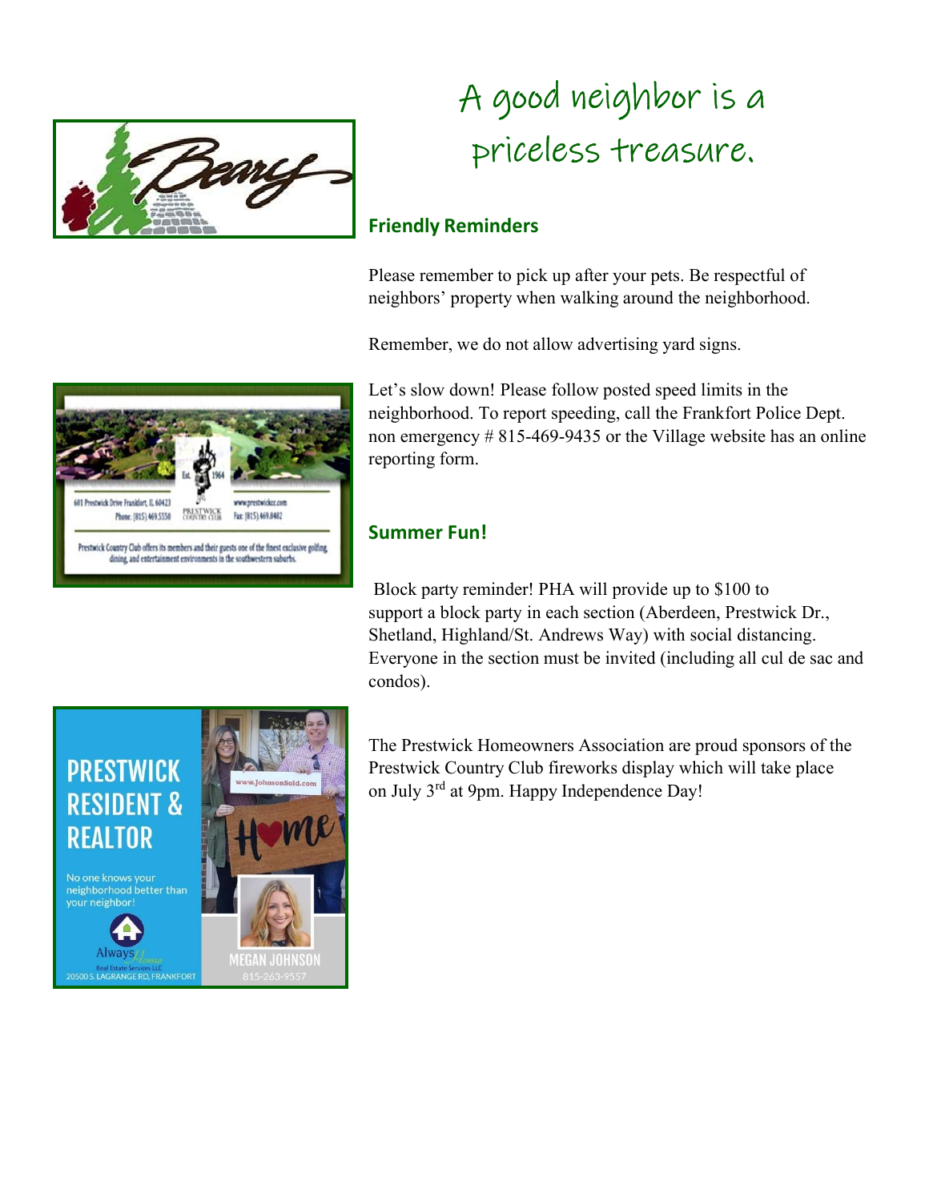# A good neighbor is a priceless treasure.

Beary

## Friendly Reminders

Please remember to pick up after your pets. Be respectful of neighbors' property when walking around the neighborhood.

Remember, we do not allow advertising yard signs.

Let's slow down! Please follow posted speed limits in the neighborhood. To report speeding, call the Frankfort Police Dept. non emergency # 815-469-9435 or the Village website has an online reporting form.

Est. 1964

PRESTWICK COUNTRY CLUB

601 Prestwick Drive Frankfort, IL 60423
Phone: (815) 469.5550

www.prestwickcc.com
Fax: (815) 469.8482

Prestwick Country Club offers its members and their guests one of the finest exclusive golfing, dining, and entertainment environments in the southwestern suburbs.

## Summer Fun!

Block party reminder! PHA will provide up to $100 to support a block party in each section (Aberdeen, Prestwick Dr., Shetland, Highland/St. Andrews Way) with social distancing. Everyone in the section must be invited (including all cul de sac and condos).

The Prestwick Homeowners Association are proud sponsors of the Prestwick Country Club fireworks display which will take place on July 3rd at 9pm. Happy Independence Day!

PRESTWICK RESIDENT & REALTOR

No one knows your neighborhood better than your neighbor!

Always Home Real Estate Services LLC
20500 S. LAGRANGE RD, FRANKFORT

www.JohnsonSold.com

Home

MEGAN JOHNSON
815-263-9557